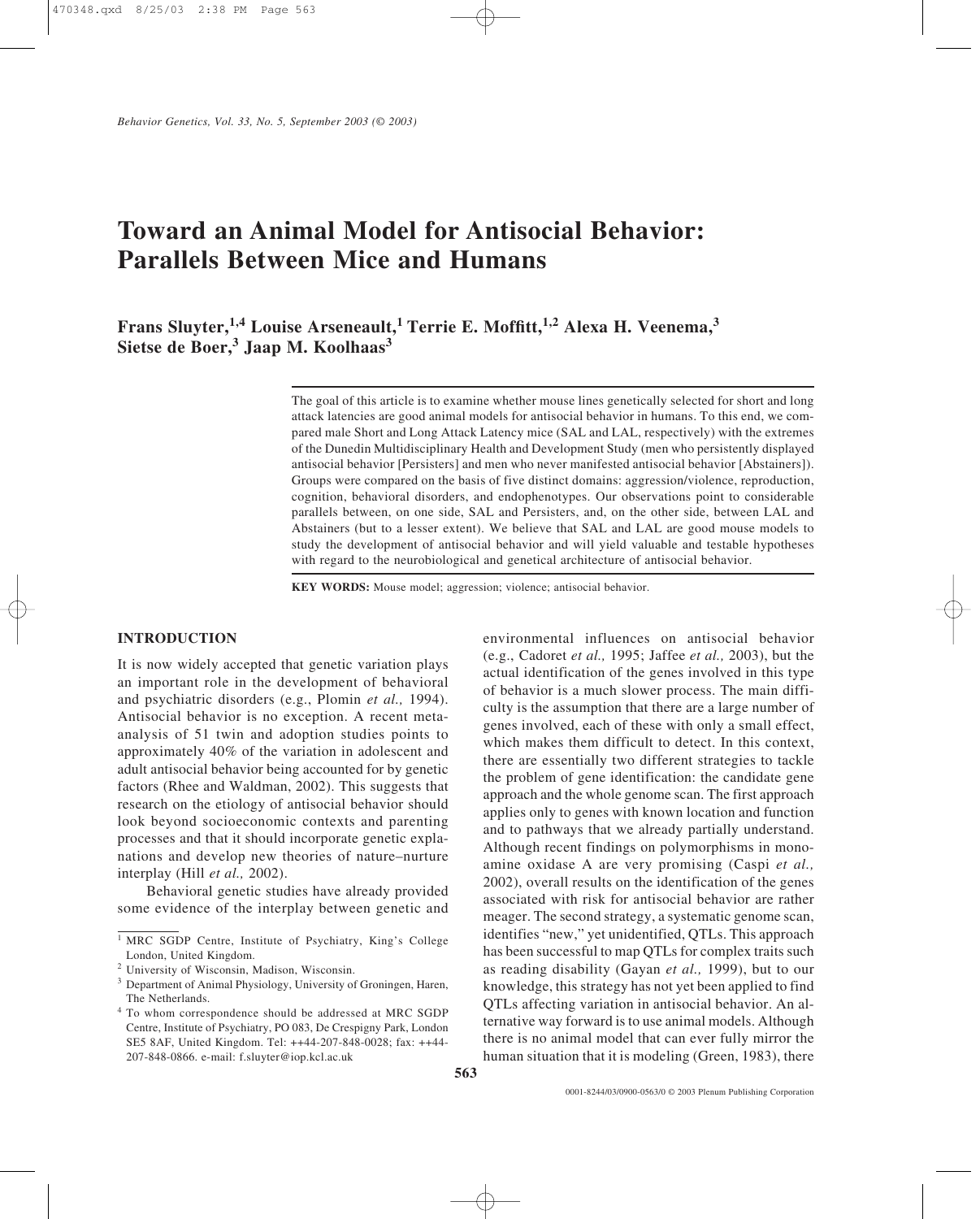# Toward an Animal Model for Antisocial Behavior: Parallels Between Mice and Humans

**Frans Sluyter,[1,4] Louise Arseneault,[1] Terrie E. Moffitt,[1,2] Alexa H. Veenema,[3] Sietse de Boer,[3] Jaap M. Koolhaas[3]**

The goal of this article is to examine whether mouse lines genetically selected for short and long attack latencies are good animal models for antisocial behavior in humans. To this end, we compared male Short and Long Attack Latency mice (SAL and LAL, respectively) with the extremes of the Dunedin Multidisciplinary Health and Development Study (men who persistently displayed antisocial behavior [Persisters] and men who never manifested antisocial behavior [Abstainers]). Groups were compared on the basis of five distinct domains: aggression/violence, reproduction, cognition, behavioral disorders, and endophenotypes. Our observations point to considerable parallels between, on one side, SAL and Persisters, and, on the other side, between LAL and Abstainers (but to a lesser extent). We believe that SAL and LAL are good mouse models to study the development of antisocial behavior and will yield valuable and testable hypotheses with regard to the neurobiological and genetical architecture of antisocial behavior.

**KEY WORDS:** Mouse model; aggression; violence; antisocial behavior.

## INTRODUCTION

It is now widely accepted that genetic variation plays an important role in the development of behavioral and psychiatric disorders (e.g., Plomin *et al.,* 1994). Antisocial behavior is no exception. A recent meta-analysis of 51 twin and adoption studies points to approximately 40% of the variation in adolescent and adult antisocial behavior being accounted for by genetic factors (Rhee and Waldman, 2002). This suggests that research on the etiology of antisocial behavior should look beyond socioeconomic contexts and parenting processes and that it should incorporate genetic explanations and develop new theories of nature–nurture interplay (Hill *et al.,* 2002).

Behavioral genetic studies have already provided some evidence of the interplay between genetic and environmental influences on antisocial behavior (e.g., Cadoret *et al.,* 1995; Jaffee *et al.,* 2003), but the actual identification of the genes involved in this type of behavior is a much slower process. The main difficulty is the assumption that there are a large number of genes involved, each of these with only a small effect, which makes them difficult to detect. In this context, there are essentially two different strategies to tackle the problem of gene identification: the candidate gene approach and the whole genome scan. The first approach applies only to genes with known location and function and to pathways that we already partially understand. Although recent findings on polymorphisms in monoamine oxidase A are very promising (Caspi *et al.,* 2002), overall results on the identification of the genes associated with risk for antisocial behavior are rather meager. The second strategy, a systematic genome scan, identifies "new," yet unidentified, QTLs. This approach has been successful to map QTLs for complex traits such as reading disability (Gayan *et al.,* 1999), but to our knowledge, this strategy has not yet been applied to find QTLs affecting variation in antisocial behavior. An alternative way forward is to use animal models. Although there is no animal model that can ever fully mirror the human situation that it is modeling (Green, 1983), there

---

[1] MRC SGDP Centre, Institute of Psychiatry, King's College London, United Kingdom.

[2] University of Wisconsin, Madison, Wisconsin.

[3] Department of Animal Physiology, University of Groningen, Haren, The Netherlands.

[4] To whom correspondence should be addressed at MRC SGDP Centre, Institute of Psychiatry, PO 083, De Crespigny Park, London SE5 8AF, United Kingdom. Tel: ++44-207-848-0028; fax: ++44-207-848-0866. e-mail: f.sluyter@iop.kcl.ac.uk

0001-8244/03/0900-0563/0 © 2003 Plenum Publishing Corporation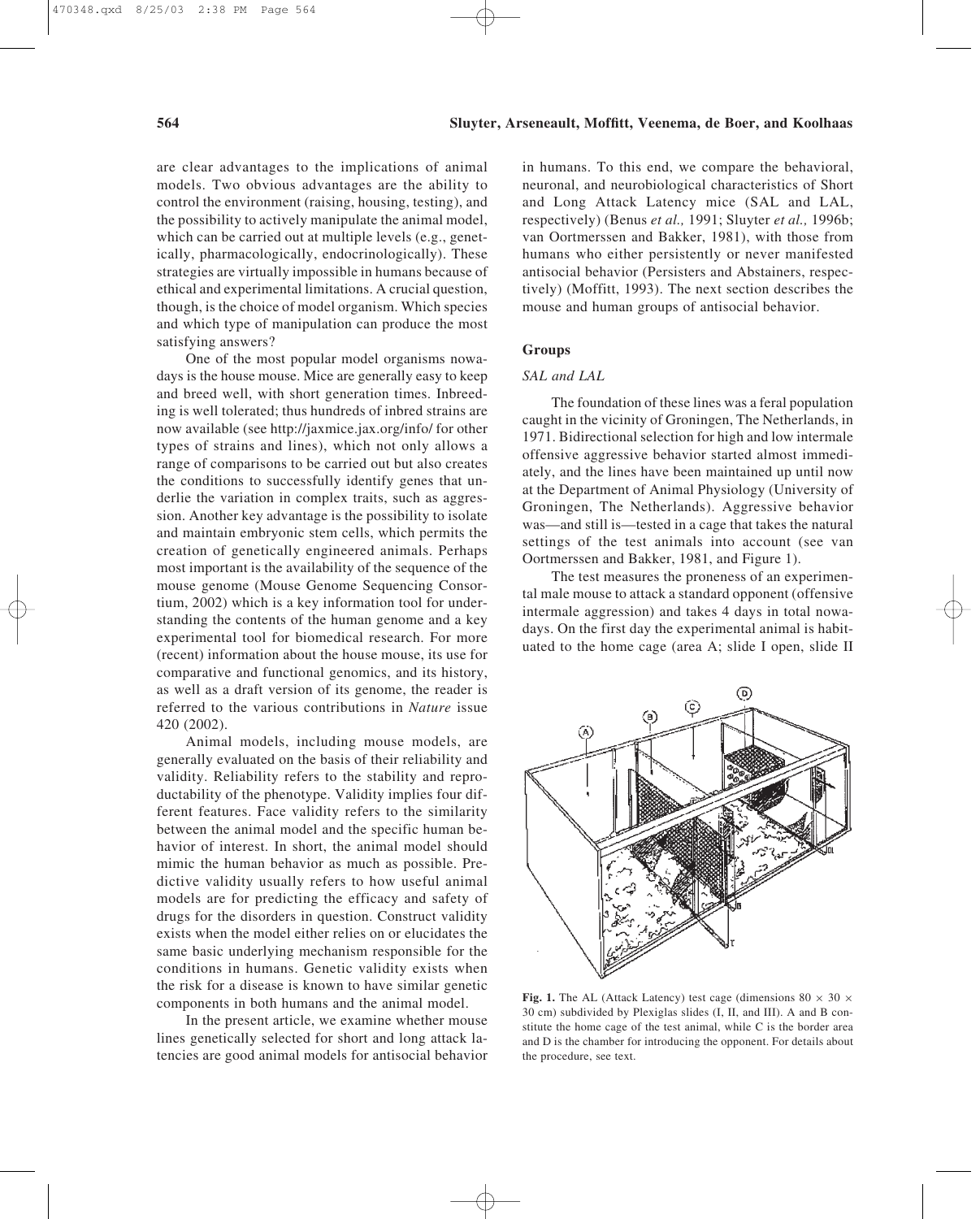are clear advantages to the implications of animal models. Two obvious advantages are the ability to control the environment (raising, housing, testing), and the possibility to actively manipulate the animal model, which can be carried out at multiple levels (e.g., genetically, pharmacologically, endocrinologically). These strategies are virtually impossible in humans because of ethical and experimental limitations. A crucial question, though, is the choice of model organism. Which species and which type of manipulation can produce the most satisfying answers?

One of the most popular model organisms nowadays is the house mouse. Mice are generally easy to keep and breed well, with short generation times. Inbreeding is well tolerated; thus hundreds of inbred strains are now available (see http://jaxmice.jax.org/info/ for other types of strains and lines), which not only allows a range of comparisons to be carried out but also creates the conditions to successfully identify genes that underlie the variation in complex traits, such as aggression. Another key advantage is the possibility to isolate and maintain embryonic stem cells, which permits the creation of genetically engineered animals. Perhaps most important is the availability of the sequence of the mouse genome (Mouse Genome Sequencing Consortium, 2002) which is a key information tool for understanding the contents of the human genome and a key experimental tool for biomedical research. For more (recent) information about the house mouse, its use for comparative and functional genomics, and its history, as well as a draft version of its genome, the reader is referred to the various contributions in *Nature* issue 420 (2002).

Animal models, including mouse models, are generally evaluated on the basis of their reliability and validity. Reliability refers to the stability and reproductability of the phenotype. Validity implies four different features. Face validity refers to the similarity between the animal model and the specific human behavior of interest. In short, the animal model should mimic the human behavior as much as possible. Predictive validity usually refers to how useful animal models are for predicting the efficacy and safety of drugs for the disorders in question. Construct validity exists when the model either relies on or elucidates the same basic underlying mechanism responsible for the conditions in humans. Genetic validity exists when the risk for a disease is known to have similar genetic components in both humans and the animal model.

In the present article, we examine whether mouse lines genetically selected for short and long attack latencies are good animal models for antisocial behavior in humans. To this end, we compare the behavioral, neuronal, and neurobiological characteristics of Short and Long Attack Latency mice (SAL and LAL, respectively) (Benus *et al.,* 1991; Sluyter *et al.,* 1996b; van Oortmerssen and Bakker, 1981), with those from humans who either persistently or never manifested antisocial behavior (Persisters and Abstainers, respectively) (Moffitt, 1993). The next section describes the mouse and human groups of antisocial behavior.

## Groups

### *SAL and LAL*

The foundation of these lines was a feral population caught in the vicinity of Groningen, The Netherlands, in 1971. Bidirectional selection for high and low intermale offensive aggressive behavior started almost immediately, and the lines have been maintained up until now at the Department of Animal Physiology (University of Groningen, The Netherlands). Aggressive behavior was—and still is—tested in a cage that takes the natural settings of the test animals into account (see van Oortmerssen and Bakker, 1981, and Figure 1).

The test measures the proneness of an experimental male mouse to attack a standard opponent (offensive intermale aggression) and takes 4 days in total nowadays. On the first day the experimental animal is habituated to the home cage (area A; slide I open, slide II

**Fig. 1.** The AL (Attack Latency) test cage (dimensions 80 × 30 × 30 cm) subdivided by Plexiglas slides (I, II, and III). A and B constitute the home cage of the test animal, while C is the border area and D is the chamber for introducing the opponent. For details about the procedure, see text.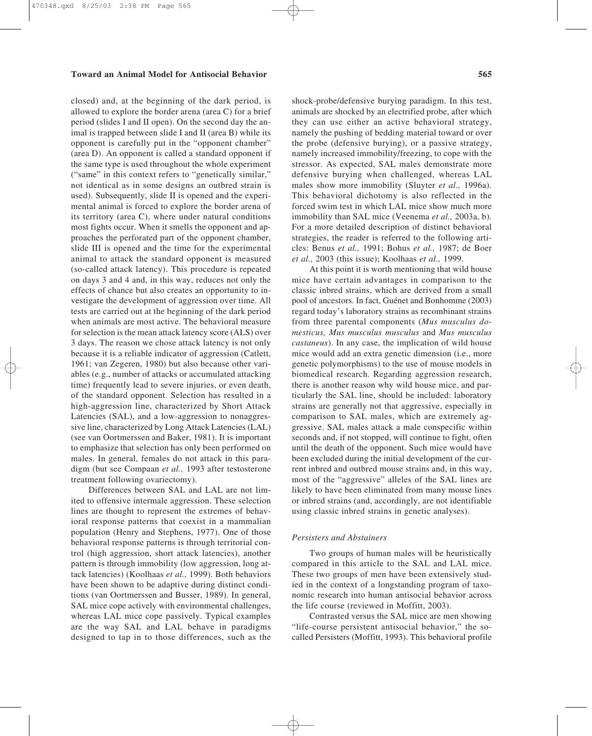closed) and, at the beginning of the dark period, is allowed to explore the border arena (area C) for a brief period (slides I and II open). On the second day the animal is trapped between slide I and II (area B) while its opponent is carefully put in the "opponent chamber" (area D). An opponent is called a standard opponent if the same type is used throughout the whole experiment ("same" in this context refers to "genetically similar," not identical as in some designs an outbred strain is used). Subsequently, slide II is opened and the experimental animal is forced to explore the border arena of its territory (area C), where under natural conditions most fights occur. When it smells the opponent and approaches the perforated part of the opponent chamber, slide III is opened and the time for the experimental animal to attack the standard opponent is measured (so-called attack latency). This procedure is repeated on days 3 and 4 and, in this way, reduces not only the effects of chance but also creates an opportunity to investigate the development of aggression over time. All tests are carried out at the beginning of the dark period when animals are most active. The behavioral measure for selection is the mean attack latency score (ALS) over 3 days. The reason we chose attack latency is not only because it is a reliable indicator of aggression (Catlett, 1961; van Zegeren, 1980) but also because other variables (e.g., number of attacks or accumulated attacking time) frequently lead to severe injuries, or even death, of the standard opponent. Selection has resulted in a high-aggression line, characterized by Short Attack Latencies (SAL), and a low-aggression to nonaggressive line, characterized by Long Attack Latencies (LAL) (see van Oortmerssen and Baker, 1981). It is important to emphasize that selection has only been performed on males. In general, females do not attack in this paradigm (but see Compaan *et al.,* 1993 after testosterone treatment following ovariectomy).

Differences between SAL and LAL are not limited to offensive intermale aggression. These selection lines are thought to represent the extremes of behavioral response patterns that coexist in a mammalian population (Henry and Stephens, 1977). One of those behavioral response patterns is through territorial control (high aggression, short attack latencies), another pattern is through immobility (low aggression, long attack latencies) (Koolhaas *et al.,* 1999). Both behaviors have been shown to be adaptive during distinct conditions (van Oortmerssen and Busser, 1989). In general, SAL mice cope actively with environmental challenges, whereas LAL mice cope passively. Typical examples are the way SAL and LAL behave in paradigms designed to tap in to those differences, such as the shock-probe/defensive burying paradigm. In this test, animals are shocked by an electrified probe, after which they can use either an active behavioral strategy, namely the pushing of bedding material toward or over the probe (defensive burying), or a passive strategy, namely increased immobility/freezing, to cope with the stressor. As expected, SAL males demonstrate more defensive burying when challenged, whereas LAL males show more immobility (Sluyter *et al.,* 1996a). This behavioral dichotomy is also reflected in the forced swim test in which LAL mice show much more immobility than SAL mice (Veenema *et al.,* 2003a, b). For a more detailed description of distinct behavioral strategies, the reader is referred to the following articles: Benus *et al.,* 1991; Bohus *et al.,* 1987; de Boer *et al.,* 2003 (this issue); Koolhaas *et al.,* 1999.

At this point it is worth mentioning that wild house mice have certain advantages in comparison to the classic inbred strains, which are derived from a small pool of ancestors. In fact, Guénet and Bonhomme (2003) regard today's laboratory strains as recombinant strains from three parental components (*Mus musculus domesticus, Mus musculus musculus* and *Mus musculus castaneus*). In any case, the implication of wild house mice would add an extra genetic dimension (i.e., more genetic polymorphisms) to the use of mouse models in biomedical research. Regarding aggression research, there is another reason why wild house mice, and particularly the SAL line, should be included: laboratory strains are generally not that aggressive, especially in comparison to SAL males, which are extremely aggressive. SAL males attack a male conspecific within seconds and, if not stopped, will continue to fight, often until the death of the opponent. Such mice would have been excluded during the initial development of the current inbred and outbred mouse strains and, in this way, most of the "aggressive" alleles of the SAL lines are likely to have been eliminated from many mouse lines or inbred strains (and, accordingly, are not identifiable using classic inbred strains in genetic analyses).

### *Persisters and Abstainers*

Two groups of human males will be heuristically compared in this article to the SAL and LAL mice. These two groups of men have been extensively studied in the context of a longstanding program of taxonomic research into human antisocial behavior across the life course (reviewed in Moffitt, 2003).

Contrasted versus the SAL mice are men showing "life-course persistent antisocial behavior," the so-called Persisters (Moffitt, 1993). This behavioral profile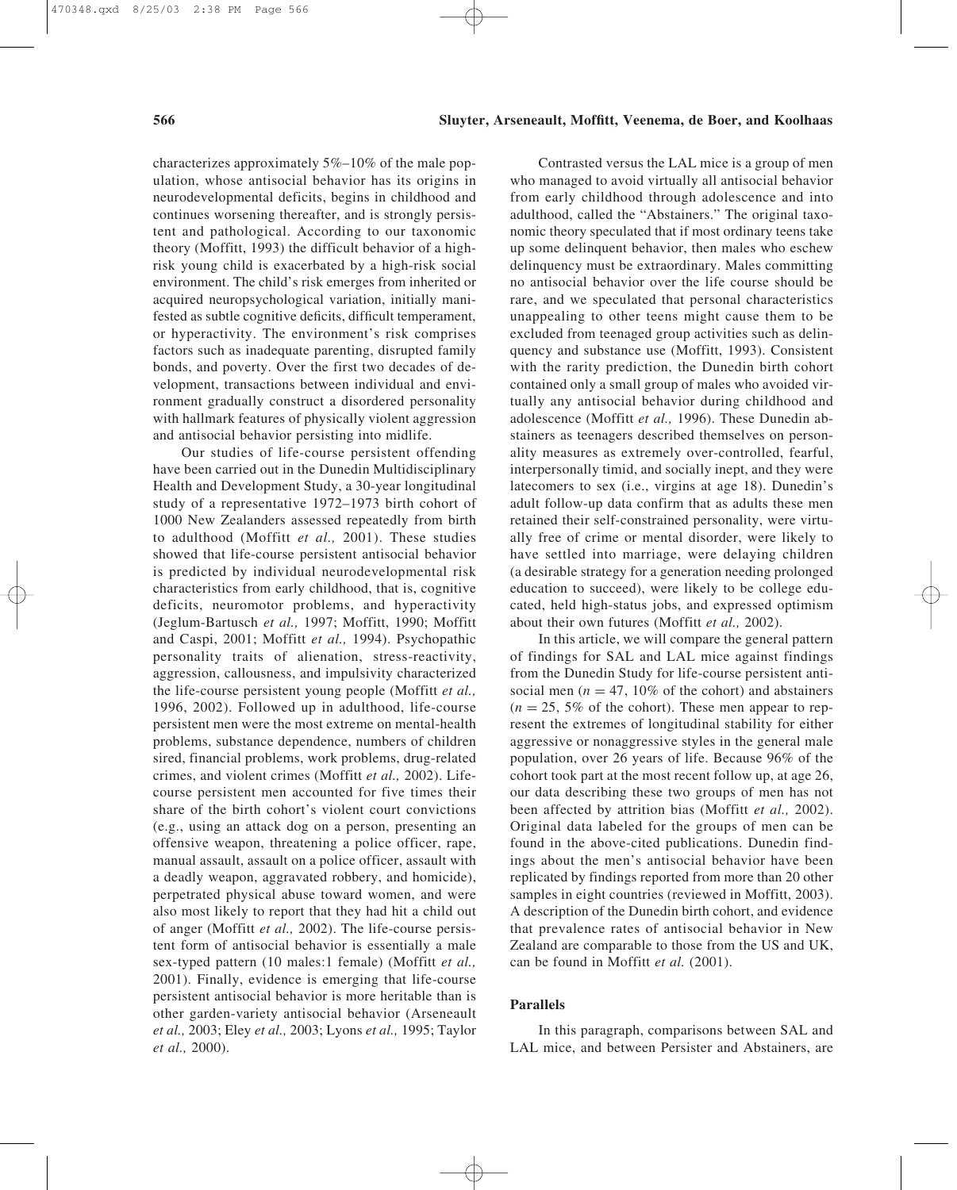characterizes approximately 5%–10% of the male population, whose antisocial behavior has its origins in neurodevelopmental deficits, begins in childhood and continues worsening thereafter, and is strongly persistent and pathological. According to our taxonomic theory (Moffitt, 1993) the difficult behavior of a high-risk young child is exacerbated by a high-risk social environment. The child's risk emerges from inherited or acquired neuropsychological variation, initially manifested as subtle cognitive deficits, difficult temperament, or hyperactivity. The environment's risk comprises factors such as inadequate parenting, disrupted family bonds, and poverty. Over the first two decades of development, transactions between individual and environment gradually construct a disordered personality with hallmark features of physically violent aggression and antisocial behavior persisting into midlife.

Our studies of life-course persistent offending have been carried out in the Dunedin Multidisciplinary Health and Development Study, a 30-year longitudinal study of a representative 1972–1973 birth cohort of 1000 New Zealanders assessed repeatedly from birth to adulthood (Moffitt *et al.,* 2001). These studies showed that life-course persistent antisocial behavior is predicted by individual neurodevelopmental risk characteristics from early childhood, that is, cognitive deficits, neuromotor problems, and hyperactivity (Jeglum-Bartusch *et al.,* 1997; Moffitt, 1990; Moffitt and Caspi, 2001; Moffitt *et al.,* 1994). Psychopathic personality traits of alienation, stress-reactivity, aggression, callousness, and impulsivity characterized the life-course persistent young people (Moffitt *et al.,* 1996, 2002). Followed up in adulthood, life-course persistent men were the most extreme on mental-health problems, substance dependence, numbers of children sired, financial problems, work problems, drug-related crimes, and violent crimes (Moffitt *et al.,* 2002). Life-course persistent men accounted for five times their share of the birth cohort's violent court convictions (e.g., using an attack dog on a person, presenting an offensive weapon, threatening a police officer, rape, manual assault, assault on a police officer, assault with a deadly weapon, aggravated robbery, and homicide), perpetrated physical abuse toward women, and were also most likely to report that they had hit a child out of anger (Moffitt *et al.,* 2002). The life-course persistent form of antisocial behavior is essentially a male sex-typed pattern (10 males:1 female) (Moffitt *et al.,* 2001). Finally, evidence is emerging that life-course persistent antisocial behavior is more heritable than is other garden-variety antisocial behavior (Arseneault *et al.,* 2003; Eley *et al.,* 2003; Lyons *et al.,* 1995; Taylor *et al.,* 2000).

Contrasted versus the LAL mice is a group of men who managed to avoid virtually all antisocial behavior from early childhood through adolescence and into adulthood, called the "Abstainers." The original taxonomic theory speculated that if most ordinary teens take up some delinquent behavior, then males who eschew delinquency must be extraordinary. Males committing no antisocial behavior over the life course should be rare, and we speculated that personal characteristics unappealing to other teens might cause them to be excluded from teenaged group activities such as delinquency and substance use (Moffitt, 1993). Consistent with the rarity prediction, the Dunedin birth cohort contained only a small group of males who avoided virtually any antisocial behavior during childhood and adolescence (Moffitt *et al.,* 1996). These Dunedin abstainers as teenagers described themselves on personality measures as extremely over-controlled, fearful, interpersonally timid, and socially inept, and they were latecomers to sex (i.e., virgins at age 18). Dunedin's adult follow-up data confirm that as adults these men retained their self-constrained personality, were virtually free of crime or mental disorder, were likely to have settled into marriage, were delaying children (a desirable strategy for a generation needing prolonged education to succeed), were likely to be college educated, held high-status jobs, and expressed optimism about their own futures (Moffitt *et al.,* 2002).

In this article, we will compare the general pattern of findings for SAL and LAL mice against findings from the Dunedin Study for life-course persistent antisocial men ($n = 47$, 10% of the cohort) and abstainers ($n = 25$, 5% of the cohort). These men appear to represent the extremes of longitudinal stability for either aggressive or nonaggressive styles in the general male population, over 26 years of life. Because 96% of the cohort took part at the most recent follow up, at age 26, our data describing these two groups of men has not been affected by attrition bias (Moffitt *et al.,* 2002). Original data labeled for the groups of men can be found in the above-cited publications. Dunedin findings about the men's antisocial behavior have been replicated by findings reported from more than 20 other samples in eight countries (reviewed in Moffitt, 2003). A description of the Dunedin birth cohort, and evidence that prevalence rates of antisocial behavior in New Zealand are comparable to those from the US and UK, can be found in Moffitt *et al.* (2001).

### Parallels

In this paragraph, comparisons between SAL and LAL mice, and between Persister and Abstainers, are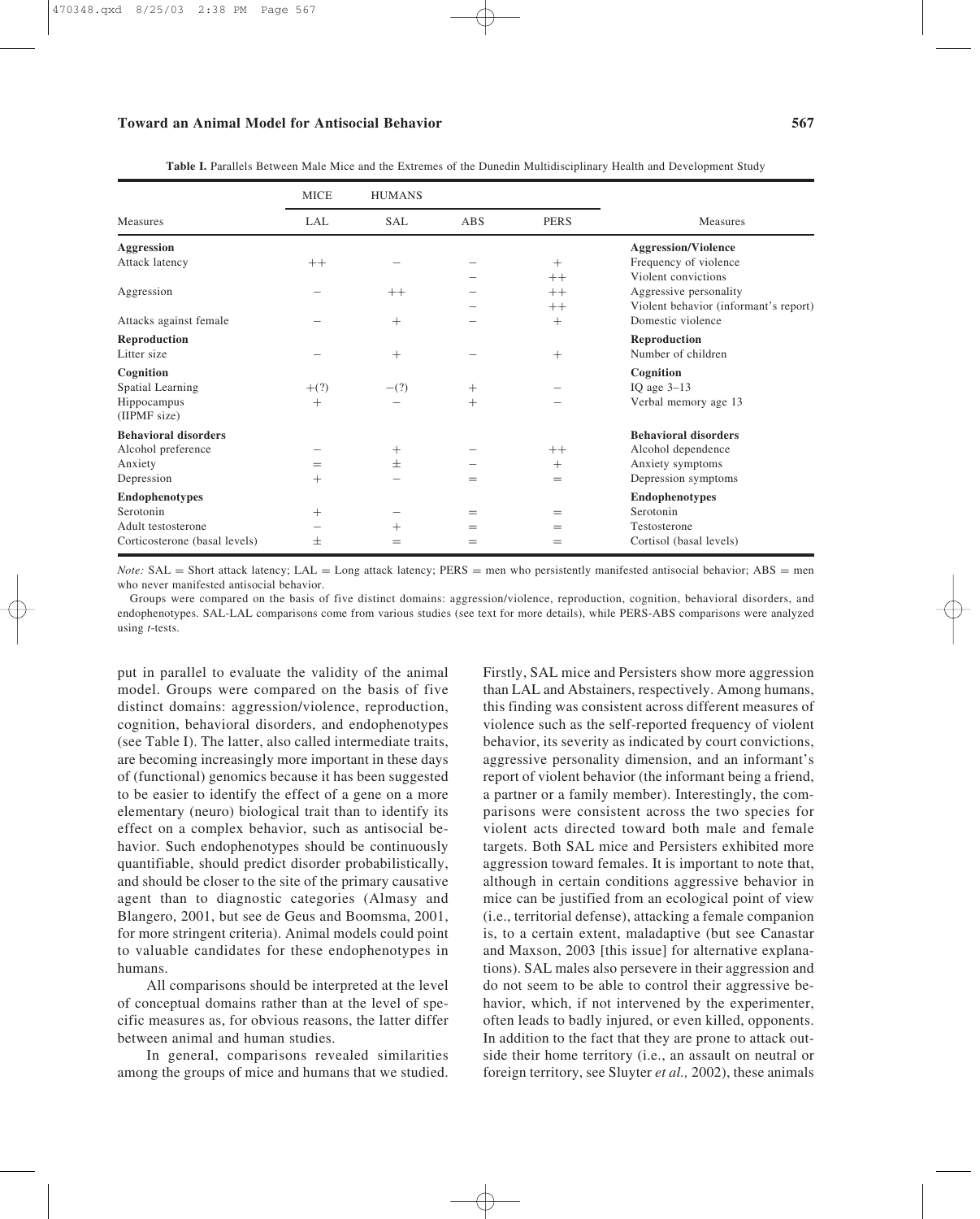**Table I.** Parallels Between Male Mice and the Extremes of the Dunedin Multidisciplinary Health and Development Study

| | MICE | | HUMANS | | |
|---|---|---|---|---|---|
| Measures | LAL | SAL | ABS | PERS | Measures |
| **Aggression** | | | | | **Aggression/Violence** |
| Attack latency | ++ | − | − | + | Frequency of violence |
| | | | − | ++ | Violent convictions |
| Aggression | − | ++ | − | ++ | Aggressive personality |
| | | | − | ++ | Violent behavior (informant's report) |
| Attacks against female | − | + | − | + | Domestic violence |
| **Reproduction** | | | | | **Reproduction** |
| Litter size | − | + | − | + | Number of children |
| **Cognition** | | | | | **Cognition** |
| Spatial Learning | +(?) | −(?) | + | − | IQ age 3–13 |
| Hippocampus (IIPMF size) | + | − | + | − | Verbal memory age 13 |
| **Behavioral disorders** | | | | | **Behavioral disorders** |
| Alcohol preference | − | + | − | ++ | Alcohol dependence |
| Anxiety | = | ± | − | + | Anxiety symptoms |
| Depression | + | − | = | = | Depression symptoms |
| **Endophenotypes** | | | | | **Endophenotypes** |
| Serotonin | + | − | = | = | Serotonin |
| Adult testosterone | − | + | = | = | Testosterone |
| Corticosterone (basal levels) | ± | = | = | = | Cortisol (basal levels) |

*Note:* SAL = Short attack latency; LAL = Long attack latency; PERS = men who persistently manifested antisocial behavior; ABS = men who never manifested antisocial behavior.

Groups were compared on the basis of five distinct domains: aggression/violence, reproduction, cognition, behavioral disorders, and endophenotypes. SAL-LAL comparisons come from various studies (see text for more details), while PERS-ABS comparisons were analyzed using *t*-tests.

put in parallel to evaluate the validity of the animal model. Groups were compared on the basis of five distinct domains: aggression/violence, reproduction, cognition, behavioral disorders, and endophenotypes (see Table I). The latter, also called intermediate traits, are becoming increasingly more important in these days of (functional) genomics because it has been suggested to be easier to identify the effect of a gene on a more elementary (neuro) biological trait than to identify its effect on a complex behavior, such as antisocial behavior. Such endophenotypes should be continuously quantifiable, should predict disorder probabilistically, and should be closer to the site of the primary causative agent than to diagnostic categories (Almasy and Blangero, 2001, but see de Geus and Boomsma, 2001, for more stringent criteria). Animal models could point to valuable candidates for these endophenotypes in humans.

All comparisons should be interpreted at the level of conceptual domains rather than at the level of specific measures as, for obvious reasons, the latter differ between animal and human studies.

In general, comparisons revealed similarities among the groups of mice and humans that we studied. Firstly, SAL mice and Persisters show more aggression than LAL and Abstainers, respectively. Among humans, this finding was consistent across different measures of violence such as the self-reported frequency of violent behavior, its severity as indicated by court convictions, aggressive personality dimension, and an informant's report of violent behavior (the informant being a friend, a partner or a family member). Interestingly, the comparisons were consistent across the two species for violent acts directed toward both male and female targets. Both SAL mice and Persisters exhibited more aggression toward females. It is important to note that, although in certain conditions aggressive behavior in mice can be justified from an ecological point of view (i.e., territorial defense), attacking a female companion is, to a certain extent, maladaptive (but see Canastar and Maxson, 2003 [this issue] for alternative explanations). SAL males also persevere in their aggression and do not seem to be able to control their aggressive behavior, which, if not intervened by the experimenter, often leads to badly injured, or even killed, opponents. In addition to the fact that they are prone to attack outside their home territory (i.e., an assault on neutral or foreign territory, see Sluyter *et al.,* 2002), these animals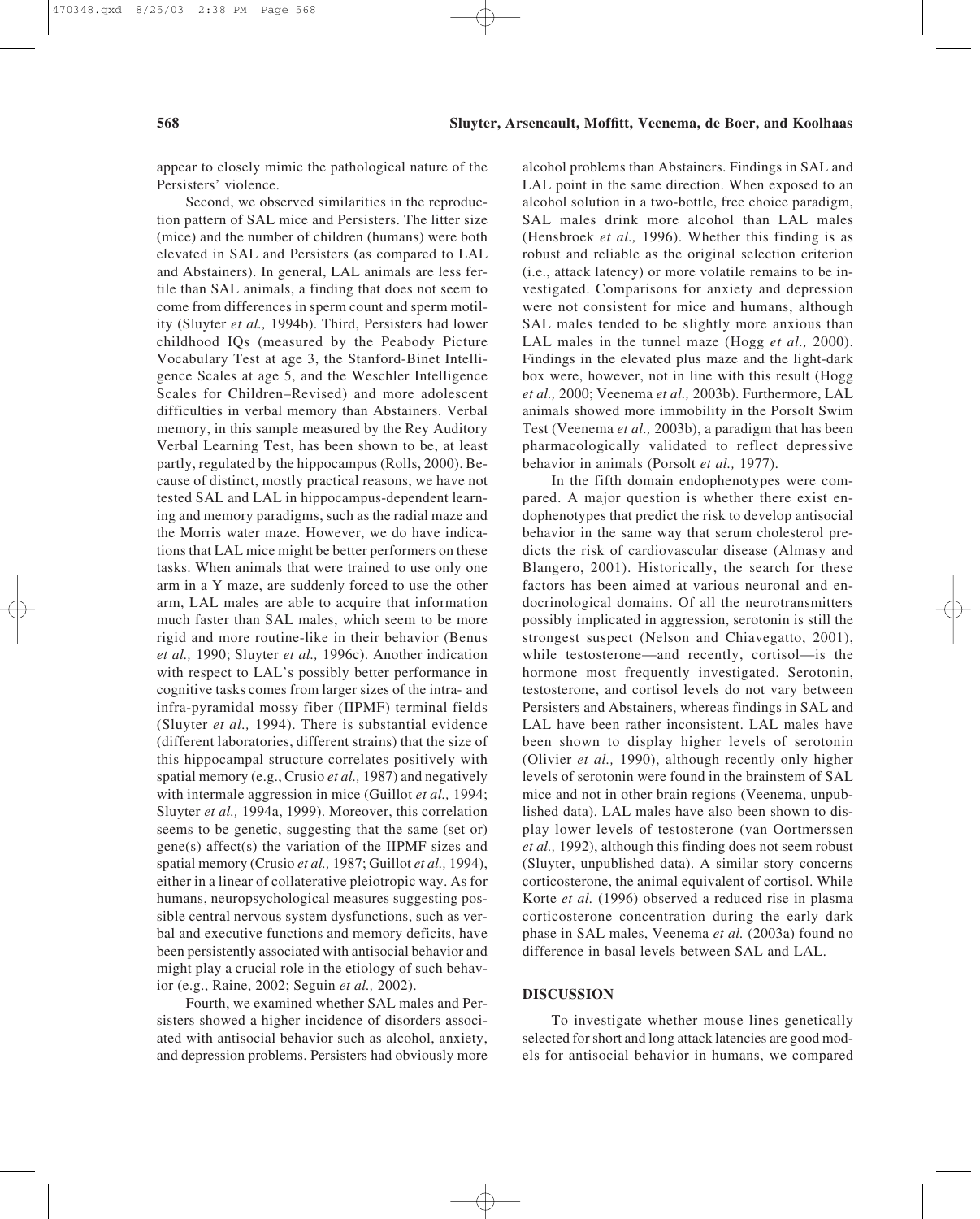appear to closely mimic the pathological nature of the Persisters' violence.

Second, we observed similarities in the reproduction pattern of SAL mice and Persisters. The litter size (mice) and the number of children (humans) were both elevated in SAL and Persisters (as compared to LAL and Abstainers). In general, LAL animals are less fertile than SAL animals, a finding that does not seem to come from differences in sperm count and sperm motility (Sluyter *et al.,* 1994b). Third, Persisters had lower childhood IQs (measured by the Peabody Picture Vocabulary Test at age 3, the Stanford-Binet Intelligence Scales at age 5, and the Weschler Intelligence Scales for Children–Revised) and more adolescent difficulties in verbal memory than Abstainers. Verbal memory, in this sample measured by the Rey Auditory Verbal Learning Test, has been shown to be, at least partly, regulated by the hippocampus (Rolls, 2000). Because of distinct, mostly practical reasons, we have not tested SAL and LAL in hippocampus-dependent learning and memory paradigms, such as the radial maze and the Morris water maze. However, we do have indications that LAL mice might be better performers on these tasks. When animals that were trained to use only one arm in a Y maze, are suddenly forced to use the other arm, LAL males are able to acquire that information much faster than SAL males, which seem to be more rigid and more routine-like in their behavior (Benus *et al.,* 1990; Sluyter *et al.,* 1996c). Another indication with respect to LAL's possibly better performance in cognitive tasks comes from larger sizes of the intra- and infra-pyramidal mossy fiber (IIPMF) terminal fields (Sluyter *et al.,* 1994). There is substantial evidence (different laboratories, different strains) that the size of this hippocampal structure correlates positively with spatial memory (e.g., Crusio *et al.,* 1987) and negatively with intermale aggression in mice (Guillot *et al.,* 1994; Sluyter *et al.,* 1994a, 1999). Moreover, this correlation seems to be genetic, suggesting that the same (set or) gene(s) affect(s) the variation of the IIPMF sizes and spatial memory (Crusio *et al.,* 1987; Guillot *et al.,* 1994), either in a linear of collaterative pleiotropic way. As for humans, neuropsychological measures suggesting possible central nervous system dysfunctions, such as verbal and executive functions and memory deficits, have been persistently associated with antisocial behavior and might play a crucial role in the etiology of such behavior (e.g., Raine, 2002; Seguin *et al.,* 2002).

Fourth, we examined whether SAL males and Persisters showed a higher incidence of disorders associated with antisocial behavior such as alcohol, anxiety, and depression problems. Persisters had obviously more alcohol problems than Abstainers. Findings in SAL and LAL point in the same direction. When exposed to an alcohol solution in a two-bottle, free choice paradigm, SAL males drink more alcohol than LAL males (Hensbroek *et al.,* 1996). Whether this finding is as robust and reliable as the original selection criterion (i.e., attack latency) or more volatile remains to be investigated. Comparisons for anxiety and depression were not consistent for mice and humans, although SAL males tended to be slightly more anxious than LAL males in the tunnel maze (Hogg *et al.,* 2000). Findings in the elevated plus maze and the light-dark box were, however, not in line with this result (Hogg *et al.,* 2000; Veenema *et al.,* 2003b). Furthermore, LAL animals showed more immobility in the Porsolt Swim Test (Veenema *et al.,* 2003b), a paradigm that has been pharmacologically validated to reflect depressive behavior in animals (Porsolt *et al.,* 1977).

In the fifth domain endophenotypes were compared. A major question is whether there exist endophenotypes that predict the risk to develop antisocial behavior in the same way that serum cholesterol predicts the risk of cardiovascular disease (Almasy and Blangero, 2001). Historically, the search for these factors has been aimed at various neuronal and endocrinological domains. Of all the neurotransmitters possibly implicated in aggression, serotonin is still the strongest suspect (Nelson and Chiavegatto, 2001), while testosterone—and recently, cortisol—is the hormone most frequently investigated. Serotonin, testosterone, and cortisol levels do not vary between Persisters and Abstainers, whereas findings in SAL and LAL have been rather inconsistent. LAL males have been shown to display higher levels of serotonin (Olivier *et al.,* 1990), although recently only higher levels of serotonin were found in the brainstem of SAL mice and not in other brain regions (Veenema, unpublished data). LAL males have also been shown to display lower levels of testosterone (van Oortmerssen *et al.,* 1992), although this finding does not seem robust (Sluyter, unpublished data). A similar story concerns corticosterone, the animal equivalent of cortisol. While Korte *et al.* (1996) observed a reduced rise in plasma corticosterone concentration during the early dark phase in SAL males, Veenema *et al.* (2003a) found no difference in basal levels between SAL and LAL.

## DISCUSSION

To investigate whether mouse lines genetically selected for short and long attack latencies are good models for antisocial behavior in humans, we compared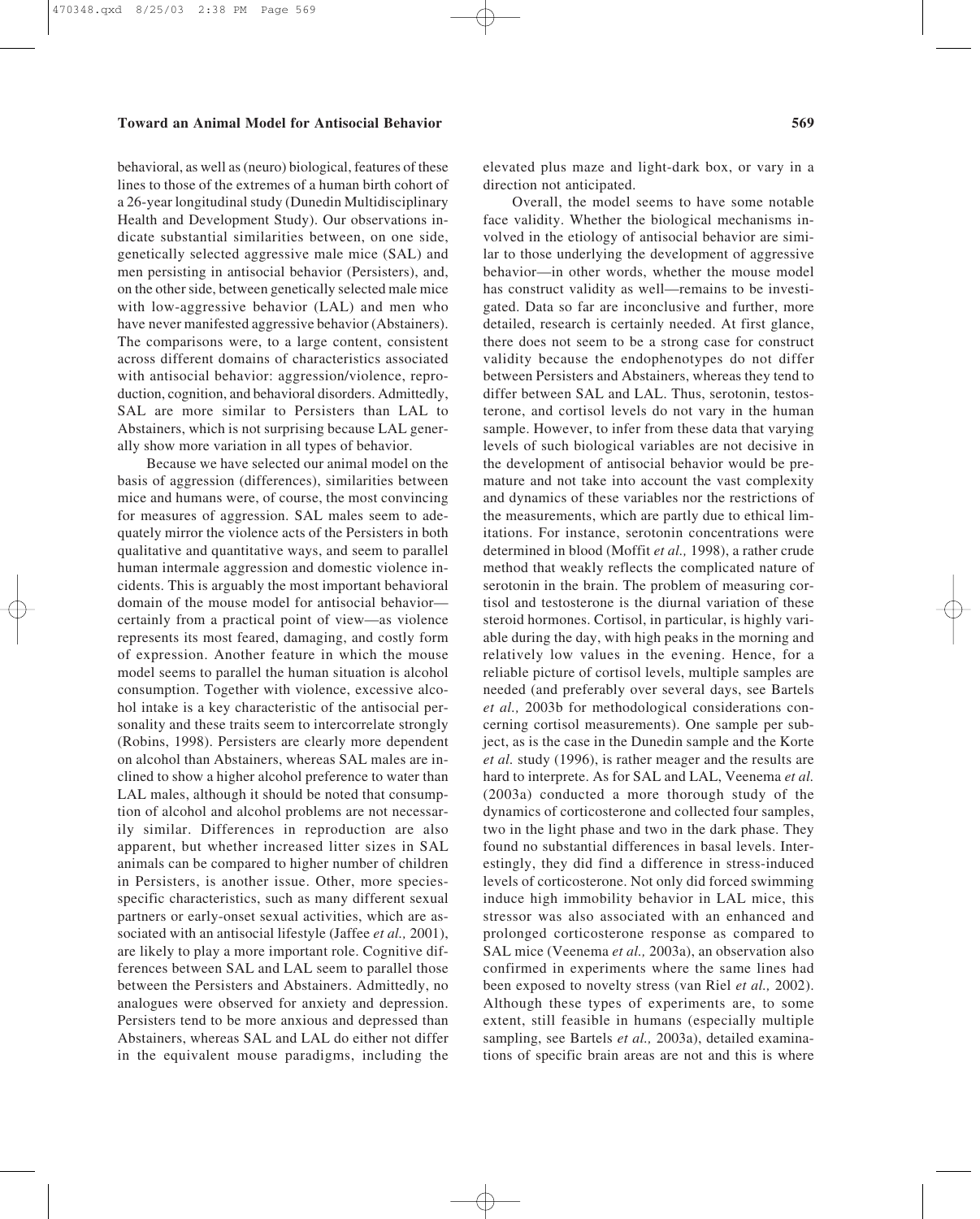behavioral, as well as (neuro) biological, features of these lines to those of the extremes of a human birth cohort of a 26-year longitudinal study (Dunedin Multidisciplinary Health and Development Study). Our observations indicate substantial similarities between, on one side, genetically selected aggressive male mice (SAL) and men persisting in antisocial behavior (Persisters), and, on the other side, between genetically selected male mice with low-aggressive behavior (LAL) and men who have never manifested aggressive behavior (Abstainers). The comparisons were, to a large content, consistent across different domains of characteristics associated with antisocial behavior: aggression/violence, reproduction, cognition, and behavioral disorders. Admittedly, SAL are more similar to Persisters than LAL to Abstainers, which is not surprising because LAL generally show more variation in all types of behavior.

Because we have selected our animal model on the basis of aggression (differences), similarities between mice and humans were, of course, the most convincing for measures of aggression. SAL males seem to adequately mirror the violence acts of the Persisters in both qualitative and quantitative ways, and seem to parallel human intermale aggression and domestic violence incidents. This is arguably the most important behavioral domain of the mouse model for antisocial behavior—certainly from a practical point of view—as violence represents its most feared, damaging, and costly form of expression. Another feature in which the mouse model seems to parallel the human situation is alcohol consumption. Together with violence, excessive alcohol intake is a key characteristic of the antisocial personality and these traits seem to intercorrelate strongly (Robins, 1998). Persisters are clearly more dependent on alcohol than Abstainers, whereas SAL males are inclined to show a higher alcohol preference to water than LAL males, although it should be noted that consumption of alcohol and alcohol problems are not necessarily similar. Differences in reproduction are also apparent, but whether increased litter sizes in SAL animals can be compared to higher number of children in Persisters, is another issue. Other, more species-specific characteristics, such as many different sexual partners or early-onset sexual activities, which are associated with an antisocial lifestyle (Jaffee *et al.,* 2001), are likely to play a more important role. Cognitive differences between SAL and LAL seem to parallel those between the Persisters and Abstainers. Admittedly, no analogues were observed for anxiety and depression. Persisters tend to be more anxious and depressed than Abstainers, whereas SAL and LAL do either not differ in the equivalent mouse paradigms, including the elevated plus maze and light-dark box, or vary in a direction not anticipated.

Overall, the model seems to have some notable face validity. Whether the biological mechanisms involved in the etiology of antisocial behavior are similar to those underlying the development of aggressive behavior—in other words, whether the mouse model has construct validity as well—remains to be investigated. Data so far are inconclusive and further, more detailed, research is certainly needed. At first glance, there does not seem to be a strong case for construct validity because the endophenotypes do not differ between Persisters and Abstainers, whereas they tend to differ between SAL and LAL. Thus, serotonin, testosterone, and cortisol levels do not vary in the human sample. However, to infer from these data that varying levels of such biological variables are not decisive in the development of antisocial behavior would be premature and not take into account the vast complexity and dynamics of these variables nor the restrictions of the measurements, which are partly due to ethical limitations. For instance, serotonin concentrations were determined in blood (Moffit *et al.,* 1998), a rather crude method that weakly reflects the complicated nature of serotonin in the brain. The problem of measuring cortisol and testosterone is the diurnal variation of these steroid hormones. Cortisol, in particular, is highly variable during the day, with high peaks in the morning and relatively low values in the evening. Hence, for a reliable picture of cortisol levels, multiple samples are needed (and preferably over several days, see Bartels *et al.,* 2003b for methodological considerations concerning cortisol measurements). One sample per subject, as is the case in the Dunedin sample and the Korte *et al.* study (1996), is rather meager and the results are hard to interprete. As for SAL and LAL, Veenema *et al.* (2003a) conducted a more thorough study of the dynamics of corticosterone and collected four samples, two in the light phase and two in the dark phase. They found no substantial differences in basal levels. Interestingly, they did find a difference in stress-induced levels of corticosterone. Not only did forced swimming induce high immobility behavior in LAL mice, this stressor was also associated with an enhanced and prolonged corticosterone response as compared to SAL mice (Veenema *et al.,* 2003a), an observation also confirmed in experiments where the same lines had been exposed to novelty stress (van Riel *et al.,* 2002). Although these types of experiments are, to some extent, still feasible in humans (especially multiple sampling, see Bartels *et al.,* 2003a), detailed examinations of specific brain areas are not and this is where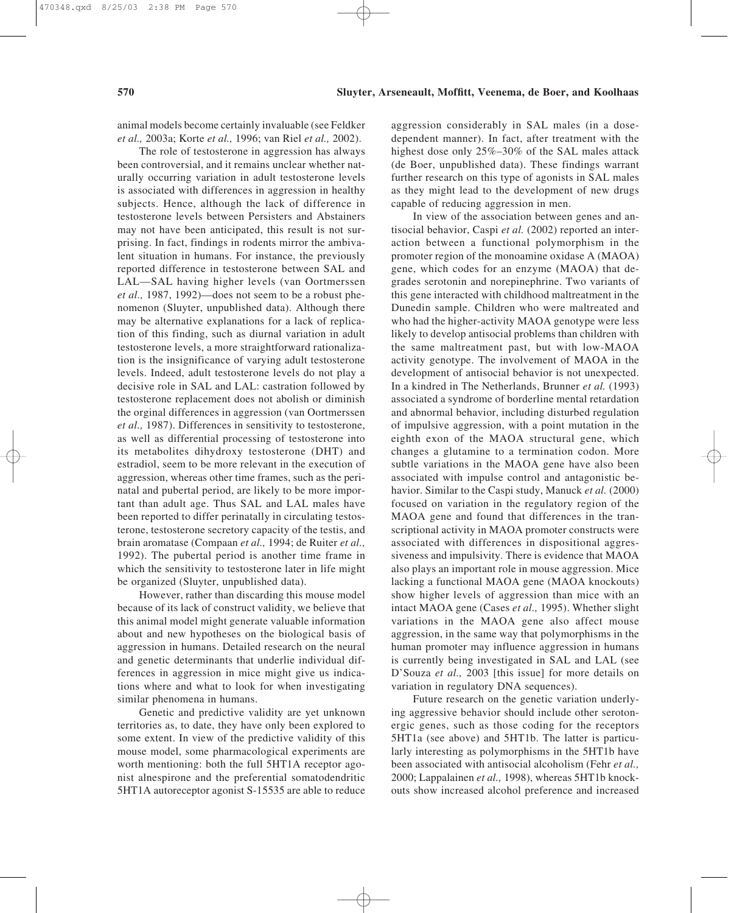animal models become certainly invaluable (see Feldker *et al.,* 2003a; Korte *et al.,* 1996; van Riel *et al.,* 2002).

The role of testosterone in aggression has always been controversial, and it remains unclear whether naturally occurring variation in adult testosterone levels is associated with differences in aggression in healthy subjects. Hence, although the lack of difference in testosterone levels between Persisters and Abstainers may not have been anticipated, this result is not surprising. In fact, findings in rodents mirror the ambivalent situation in humans. For instance, the previously reported difference in testosterone between SAL and LAL—SAL having higher levels (van Oortmerssen *et al.,* 1987, 1992)—does not seem to be a robust phenomenon (Sluyter, unpublished data). Although there may be alternative explanations for a lack of replication of this finding, such as diurnal variation in adult testosterone levels, a more straightforward rationalization is the insignificance of varying adult testosterone levels. Indeed, adult testosterone levels do not play a decisive role in SAL and LAL: castration followed by testosterone replacement does not abolish or diminish the orginal differences in aggression (van Oortmerssen *et al.,* 1987). Differences in sensitivity to testosterone, as well as differential processing of testosterone into its metabolites dihydroxy testosterone (DHT) and estradiol, seem to be more relevant in the execution of aggression, whereas other time frames, such as the perinatal and pubertal period, are likely to be more important than adult age. Thus SAL and LAL males have been reported to differ perinatally in circulating testosterone, testosterone secretory capacity of the testis, and brain aromatase (Compaan *et al.,* 1994; de Ruiter *et al.,* 1992). The pubertal period is another time frame in which the sensitivity to testosterone later in life might be organized (Sluyter, unpublished data).

However, rather than discarding this mouse model because of its lack of construct validity, we believe that this animal model might generate valuable information about and new hypotheses on the biological basis of aggression in humans. Detailed research on the neural and genetic determinants that underlie individual differences in aggression in mice might give us indications where and what to look for when investigating similar phenomena in humans.

Genetic and predictive validity are yet unknown territories as, to date, they have only been explored to some extent. In view of the predictive validity of this mouse model, some pharmacological experiments are worth mentioning: both the full 5HT1A receptor agonist alnespirone and the preferential somatodendritic 5HT1A autoreceptor agonist S-15535 are able to reduce aggression considerably in SAL males (in a dose-dependent manner). In fact, after treatment with the highest dose only 25%–30% of the SAL males attack (de Boer, unpublished data). These findings warrant further research on this type of agonists in SAL males as they might lead to the development of new drugs capable of reducing aggression in men.

In view of the association between genes and antisocial behavior, Caspi *et al.* (2002) reported an interaction between a functional polymorphism in the promoter region of the monoamine oxidase A (MAOA) gene, which codes for an enzyme (MAOA) that degrades serotonin and norepinephrine. Two variants of this gene interacted with childhood maltreatment in the Dunedin sample. Children who were maltreated and who had the higher-activity MAOA genotype were less likely to develop antisocial problems than children with the same maltreatment past, but with low-MAOA activity genotype. The involvement of MAOA in the development of antisocial behavior is not unexpected. In a kindred in The Netherlands, Brunner *et al.* (1993) associated a syndrome of borderline mental retardation and abnormal behavior, including disturbed regulation of impulsive aggression, with a point mutation in the eighth exon of the MAOA structural gene, which changes a glutamine to a termination codon. More subtle variations in the MAOA gene have also been associated with impulse control and antagonistic behavior. Similar to the Caspi study, Manuck *et al.* (2000) focused on variation in the regulatory region of the MAOA gene and found that differences in the transcriptional activity in MAOA promoter constructs were associated with differences in dispositional aggressiveness and impulsivity. There is evidence that MAOA also plays an important role in mouse aggression. Mice lacking a functional MAOA gene (MAOA knockouts) show higher levels of aggression than mice with an intact MAOA gene (Cases *et al.,* 1995). Whether slight variations in the MAOA gene also affect mouse aggression, in the same way that polymorphisms in the human promoter may influence aggression in humans is currently being investigated in SAL and LAL (see D'Souza *et al.,* 2003 [this issue] for more details on variation in regulatory DNA sequences).

Future research on the genetic variation underlying aggressive behavior should include other serotonergic genes, such as those coding for the receptors 5HT1a (see above) and 5HT1b. The latter is particularly interesting as polymorphisms in the 5HT1b have been associated with antisocial alcoholism (Fehr *et al.,* 2000; Lappalainen *et al.,* 1998), whereas 5HT1b knockouts show increased alcohol preference and increased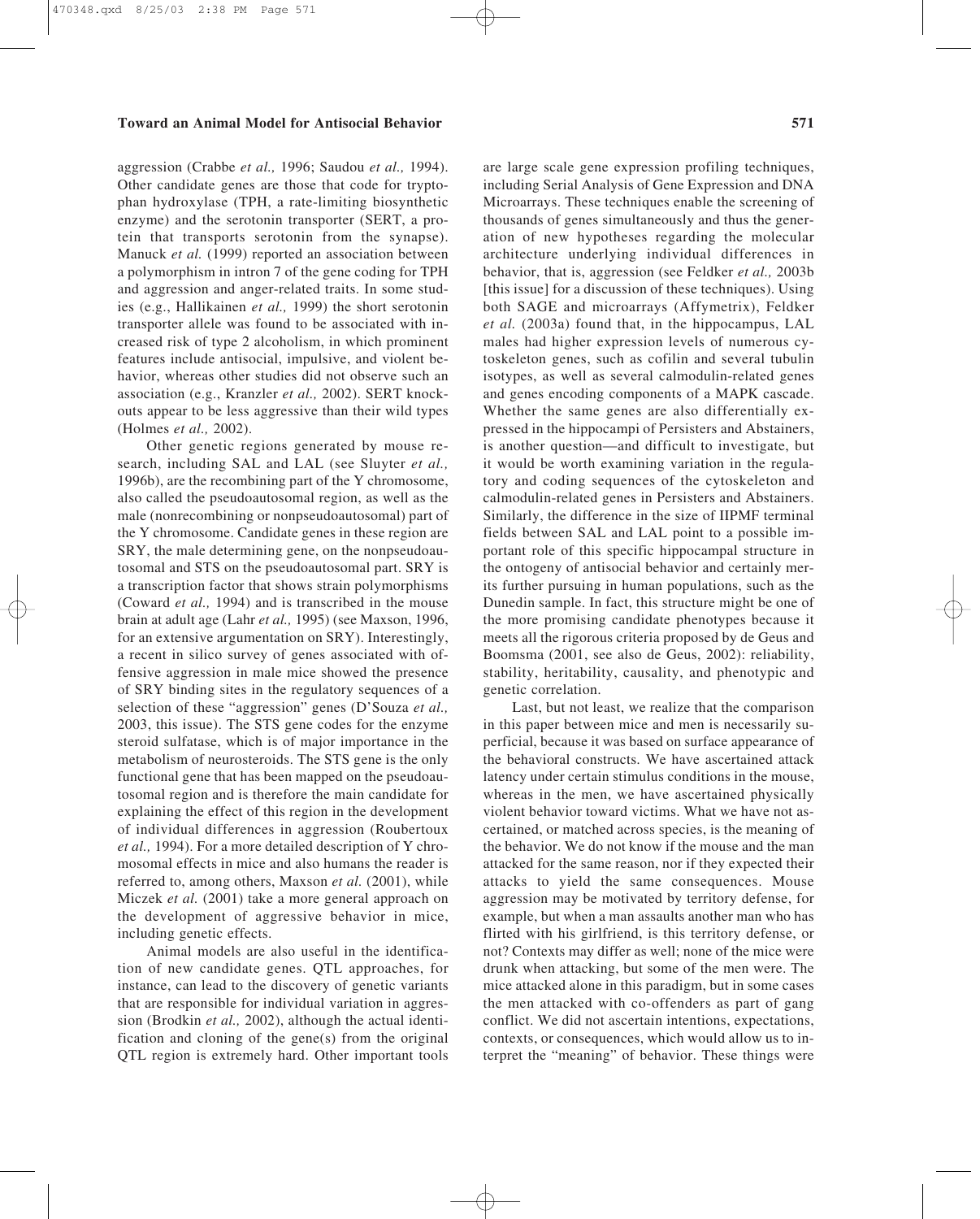aggression (Crabbe *et al.,* 1996; Saudou *et al.,* 1994). Other candidate genes are those that code for tryptophan hydroxylase (TPH, a rate-limiting biosynthetic enzyme) and the serotonin transporter (SERT, a protein that transports serotonin from the synapse). Manuck *et al.* (1999) reported an association between a polymorphism in intron 7 of the gene coding for TPH and aggression and anger-related traits. In some studies (e.g., Hallikainen *et al.,* 1999) the short serotonin transporter allele was found to be associated with increased risk of type 2 alcoholism, in which prominent features include antisocial, impulsive, and violent behavior, whereas other studies did not observe such an association (e.g., Kranzler *et al.,* 2002). SERT knockouts appear to be less aggressive than their wild types (Holmes *et al.,* 2002).

Other genetic regions generated by mouse research, including SAL and LAL (see Sluyter *et al.,* 1996b), are the recombining part of the Y chromosome, also called the pseudoautosomal region, as well as the male (nonrecombining or nonpseudoautosomal) part of the Y chromosome. Candidate genes in these region are SRY, the male determining gene, on the nonpseudoautosomal and STS on the pseudoautosomal part. SRY is a transcription factor that shows strain polymorphisms (Coward *et al.,* 1994) and is transcribed in the mouse brain at adult age (Lahr *et al.,* 1995) (see Maxson, 1996, for an extensive argumentation on SRY). Interestingly, a recent in silico survey of genes associated with offensive aggression in male mice showed the presence of SRY binding sites in the regulatory sequences of a selection of these "aggression" genes (D'Souza *et al.,* 2003, this issue). The STS gene codes for the enzyme steroid sulfatase, which is of major importance in the metabolism of neurosteroids. The STS gene is the only functional gene that has been mapped on the pseudoautosomal region and is therefore the main candidate for explaining the effect of this region in the development of individual differences in aggression (Roubertoux *et al.,* 1994). For a more detailed description of Y chromosomal effects in mice and also humans the reader is referred to, among others, Maxson *et al.* (2001), while Miczek *et al.* (2001) take a more general approach on the development of aggressive behavior in mice, including genetic effects.

Animal models are also useful in the identification of new candidate genes. QTL approaches, for instance, can lead to the discovery of genetic variants that are responsible for individual variation in aggression (Brodkin *et al.,* 2002), although the actual identification and cloning of the gene(s) from the original QTL region is extremely hard. Other important tools are large scale gene expression profiling techniques, including Serial Analysis of Gene Expression and DNA Microarrays. These techniques enable the screening of thousands of genes simultaneously and thus the generation of new hypotheses regarding the molecular architecture underlying individual differences in behavior, that is, aggression (see Feldker *et al.,* 2003b [this issue] for a discussion of these techniques). Using both SAGE and microarrays (Affymetrix), Feldker *et al.* (2003a) found that, in the hippocampus, LAL males had higher expression levels of numerous cytoskeleton genes, such as cofilin and several tubulin isotypes, as well as several calmodulin-related genes and genes encoding components of a MAPK cascade. Whether the same genes are also differentially expressed in the hippocampi of Persisters and Abstainers, is another question—and difficult to investigate, but it would be worth examining variation in the regulatory and coding sequences of the cytoskeleton and calmodulin-related genes in Persisters and Abstainers. Similarly, the difference in the size of IIPMF terminal fields between SAL and LAL point to a possible important role of this specific hippocampal structure in the ontogeny of antisocial behavior and certainly merits further pursuing in human populations, such as the Dunedin sample. In fact, this structure might be one of the more promising candidate phenotypes because it meets all the rigorous criteria proposed by de Geus and Boomsma (2001, see also de Geus, 2002): reliability, stability, heritability, causality, and phenotypic and genetic correlation.

Last, but not least, we realize that the comparison in this paper between mice and men is necessarily superficial, because it was based on surface appearance of the behavioral constructs. We have ascertained attack latency under certain stimulus conditions in the mouse, whereas in the men, we have ascertained physically violent behavior toward victims. What we have not ascertained, or matched across species, is the meaning of the behavior. We do not know if the mouse and the man attacked for the same reason, nor if they expected their attacks to yield the same consequences. Mouse aggression may be motivated by territory defense, for example, but when a man assaults another man who has flirted with his girlfriend, is this territory defense, or not? Contexts may differ as well; none of the mice were drunk when attacking, but some of the men were. The mice attacked alone in this paradigm, but in some cases the men attacked with co-offenders as part of gang conflict. We did not ascertain intentions, expectations, contexts, or consequences, which would allow us to interpret the "meaning" of behavior. These things were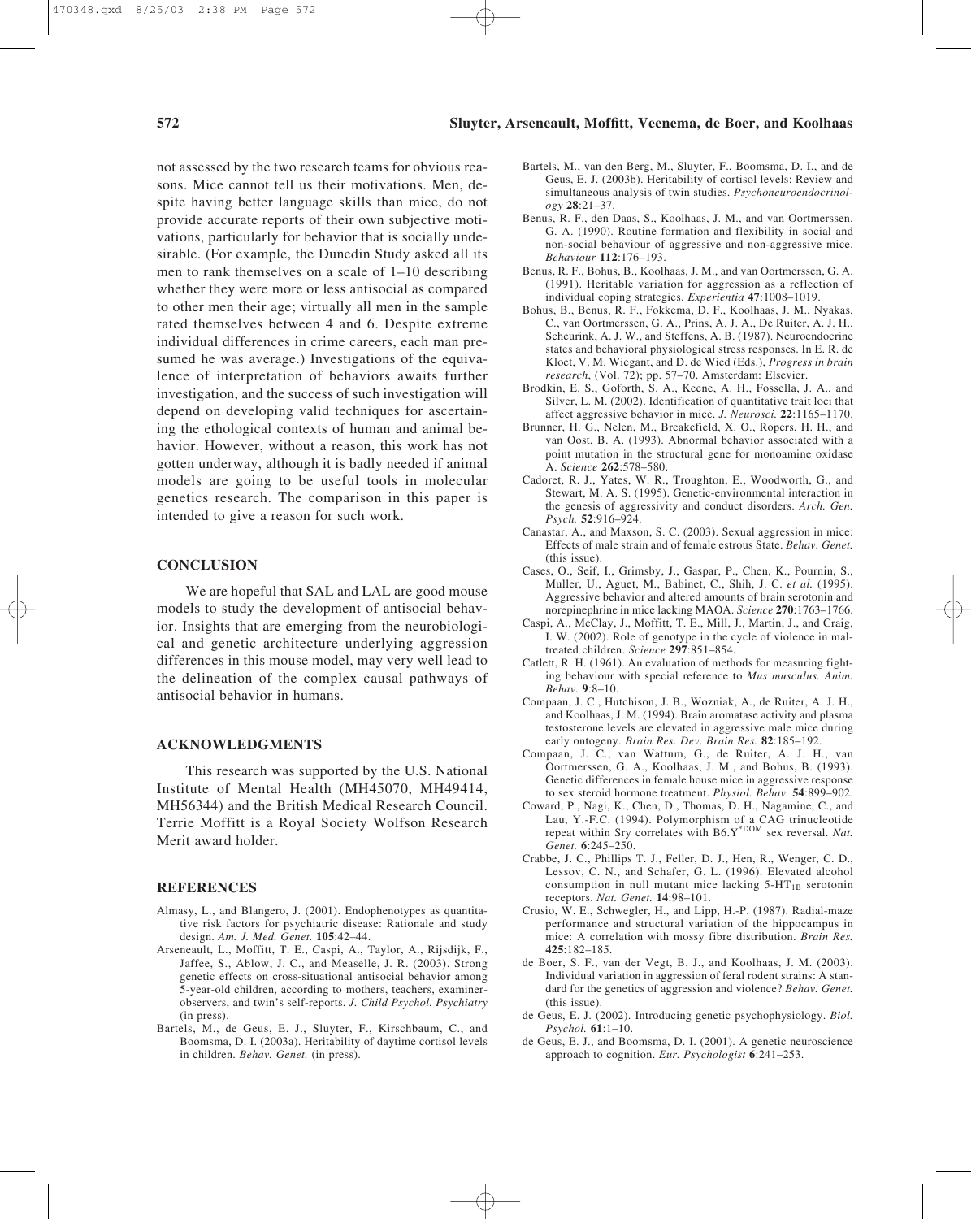not assessed by the two research teams for obvious reasons. Mice cannot tell us their motivations. Men, despite having better language skills than mice, do not provide accurate reports of their own subjective motivations, particularly for behavior that is socially undesirable. (For example, the Dunedin Study asked all its men to rank themselves on a scale of 1–10 describing whether they were more or less antisocial as compared to other men their age; virtually all men in the sample rated themselves between 4 and 6. Despite extreme individual differences in crime careers, each man presumed he was average.) Investigations of the equivalence of interpretation of behaviors awaits further investigation, and the success of such investigation will depend on developing valid techniques for ascertaining the ethological contexts of human and animal behavior. However, without a reason, this work has not gotten underway, although it is badly needed if animal models are going to be useful tools in molecular genetics research. The comparison in this paper is intended to give a reason for such work.

## CONCLUSION

We are hopeful that SAL and LAL are good mouse models to study the development of antisocial behavior. Insights that are emerging from the neurobiological and genetic architecture underlying aggression differences in this mouse model, may very well lead to the delineation of the complex causal pathways of antisocial behavior in humans.

## ACKNOWLEDGMENTS

This research was supported by the U.S. National Institute of Mental Health (MH45070, MH49414, MH56344) and the British Medical Research Council. Terrie Moffitt is a Royal Society Wolfson Research Merit award holder.

## REFERENCES

Almasy, L., and Blangero, J. (2001). Endophenotypes as quantitative risk factors for psychiatric disease: Rationale and study design. *Am. J. Med. Genet.* **105**:42–44.

Arseneault, L., Moffitt, T. E., Caspi, A., Taylor, A., Rijsdijk, F., Jaffee, S., Ablow, J. C., and Measelle, J. R. (2003). Strong genetic effects on cross-situational antisocial behavior among 5-year-old children, according to mothers, teachers, examiner-observers, and twin's self-reports. *J. Child Psychol. Psychiatry* (in press).

Bartels, M., de Geus, E. J., Sluyter, F., Kirschbaum, C., and Boomsma, D. I. (2003a). Heritability of daytime cortisol levels in children. *Behav. Genet.* (in press).

Bartels, M., van den Berg, M., Sluyter, F., Boomsma, D. I., and de Geus, E. J. (2003b). Heritability of cortisol levels: Review and simultaneous analysis of twin studies. *Psychoneuroendocrinology* **28**:21–37.

Benus, R. F., den Daas, S., Koolhaas, J. M., and van Oortmerssen, G. A. (1990). Routine formation and flexibility in social and non-social behaviour of aggressive and non-aggressive mice. *Behaviour* **112**:176–193.

Benus, R. F., Bohus, B., Koolhaas, J. M., and van Oortmerssen, G. A. (1991). Heritable variation for aggression as a reflection of individual coping strategies. *Experientia* **47**:1008–1019.

Bohus, B., Benus, R. F., Fokkema, D. F., Koolhaas, J. M., Nyakas, C., van Oortmerssen, G. A., Prins, A. J. A., De Ruiter, A. J. H., Scheurink, A. J. W., and Steffens, A. B. (1987). Neuroendocrine states and behavioral physiological stress responses. In E. R. de Kloet, V. M. Wiegant, and D. de Wied (Eds.), *Progress in brain research*, (Vol. 72); pp. 57–70. Amsterdam: Elsevier.

Brodkin, E. S., Goforth, S. A., Keene, A. H., Fossella, J. A., and Silver, L. M. (2002). Identification of quantitative trait loci that affect aggressive behavior in mice. *J. Neurosci.* **22**:1165–1170.

Brunner, H. G., Nelen, M., Breakefield, X. O., Ropers, H. H., and van Oost, B. A. (1993). Abnormal behavior associated with a point mutation in the structural gene for monoamine oxidase A. *Science* **262**:578–580.

Cadoret, R. J., Yates, W. R., Troughton, E., Woodworth, G., and Stewart, M. A. S. (1995). Genetic-environmental interaction in the genesis of aggressivity and conduct disorders. *Arch. Gen. Psych.* **52**:916–924.

Canastar, A., and Maxson, S. C. (2003). Sexual aggression in mice: Effects of male strain and of female estrous State. *Behav. Genet.* (this issue).

Cases, O., Seif, I., Grimsby, J., Gaspar, P., Chen, K., Pournin, S., Muller, U., Aguet, M., Babinet, C., Shih, J. C. *et al.* (1995). Aggressive behavior and altered amounts of brain serotonin and norepinephrine in mice lacking MAOA. *Science* **270**:1763–1766.

Caspi, A., McClay, J., Moffitt, T. E., Mill, J., Martin, J., and Craig, I. W. (2002). Role of genotype in the cycle of violence in maltreated children. *Science* **297**:851–854.

Catlett, R. H. (1961). An evaluation of methods for measuring fighting behaviour with special reference to *Mus musculus. Anim. Behav.* **9**:8–10.

Compaan, J. C., Hutchison, J. B., Wozniak, A., de Ruiter, A. J. H., and Koolhaas, J. M. (1994). Brain aromatase activity and plasma testosterone levels are elevated in aggressive male mice during early ontogeny. *Brain Res. Dev. Brain Res.* **82**:185–192.

Compaan, J. C., van Wattum, G., de Ruiter, A. J. H., van Oortmerssen, G. A., Koolhaas, J. M., and Bohus, B. (1993). Genetic differences in female house mice in aggressive response to sex steroid hormone treatment. *Physiol. Behav.* **54**:899–902.

Coward, P., Nagi, K., Chen, D., Thomas, D. H., Nagamine, C., and Lau, Y.-F.C. (1994). Polymorphism of a CAG trinucleotide repeat within Sry correlates with B6.$Y^{DOM}$ sex reversal. *Nat. Genet.* **6**:245–250.

Crabbe, J. C., Phillips T. J., Feller, D. J., Hen, R., Wenger, C. D., Lessov, C. N., and Schafer, G. L. (1996). Elevated alcohol consumption in null mutant mice lacking $5\text{-}HT_{1B}$ serotonin receptors. *Nat. Genet.* **14**:98–101.

Crusio, W. E., Schwegler, H., and Lipp, H.-P. (1987). Radial-maze performance and structural variation of the hippocampus in mice: A correlation with mossy fibre distribution. *Brain Res.* **425**:182–185.

de Boer, S. F., van der Vegt, B. J., and Koolhaas, J. M. (2003). Individual variation in aggression of feral rodent strains: A standard for the genetics of aggression and violence? *Behav. Genet.* (this issue).

de Geus, E. J. (2002). Introducing genetic psychophysiology. *Biol. Psychol.* **61**:1–10.

de Geus, E. J., and Boomsma, D. I. (2001). A genetic neuroscience approach to cognition. *Eur. Psychologist* **6**:241–253.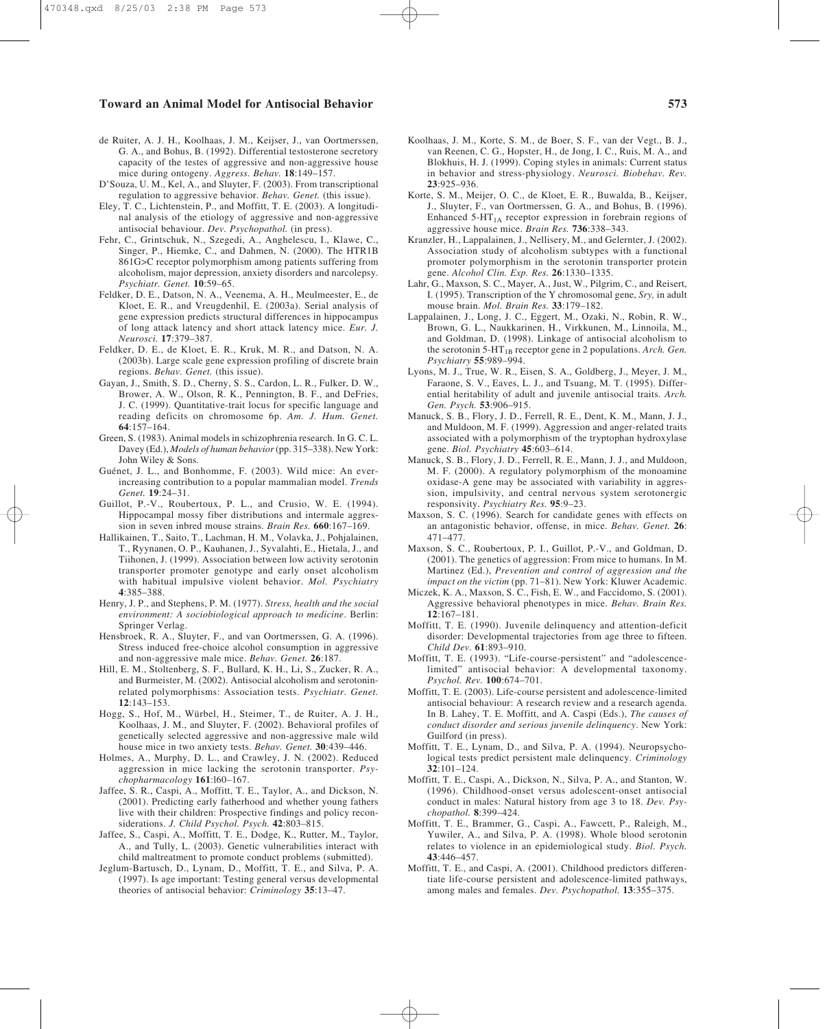de Ruiter, A. J. H., Koolhaas, J. M., Keijser, J., van Oortmerssen, G. A., and Bohus, B. (1992). Differential testosterone secretory capacity of the testes of aggressive and non-aggressive house mice during ontogeny. *Aggress. Behav.* **18**:149–157.

D'Souza, U. M., Kel, A., and Sluyter, F. (2003). From transcriptional regulation to aggressive behavior. *Behav. Genet.* (this issue).

Eley, T. C., Lichtenstein, P., and Moffitt, T. E. (2003). A longitudinal analysis of the etiology of aggressive and non-aggressive antisocial behaviour. *Dev. Psychopathol.* (in press).

Fehr, C., Grintschuk, N., Szegedi, A., Anghelescu, I., Klawe, C., Singer, P., Hiemke, C., and Dahmen, N. (2000). The HTR1B 861G>C receptor polymorphism among patients suffering from alcoholism, major depression, anxiety disorders and narcolepsy. *Psychiatr. Genet.* **10**:59–65.

Feldker, D. E., Datson, N. A., Veenema, A. H., Meulmeester, E., de Kloet, E. R., and Vreugdenhil, E. (2003a). Serial analysis of gene expression predicts structural differences in hippocampus of long attack latency and short attack latency mice. *Eur. J. Neurosci.* **17**:379–387.

Feldker, D. E., de Kloet, E. R., Kruk, M. R., and Datson, N. A. (2003b). Large scale gene expression profiling of discrete brain regions. *Behav. Genet.* (this issue).

Gayan, J., Smith, S. D., Cherny, S. S., Cardon, L. R., Fulker, D. W., Brower, A. W., Olson, R. K., Pennington, B. F., and DeFries, J. C. (1999). Quantitative-trait locus for specific language and reading deficits on chromosome 6p. *Am. J. Hum. Genet.* **64**:157–164.

Green, S. (1983). Animal models in schizophrenia research. In G. C. L. Davey (Ed.), *Models of human behavior* (pp. 315–338). New York: John Wiley & Sons.

Guénet, J. L., and Bonhomme, F. (2003). Wild mice: An ever-increasing contribution to a popular mammalian model. *Trends Genet.* **19**:24–31.

Guillot, P.-V., Roubertoux, P. L., and Crusio, W. E. (1994). Hippocampal mossy fiber distributions and intermale aggression in seven inbred mouse strains. *Brain Res.* **660**:167–169.

Hallikainen, T., Saito, T., Lachman, H. M., Volavka, J., Pohjalainen, T., Ryynanen, O. P., Kauhanen, J., Syvalahti, E., Hietala, J., and Tiihonen, J. (1999). Association between low activity serotonin transporter promoter genotype and early onset alcoholism with habitual impulsive violent behavior. *Mol. Psychiatry* **4**:385–388.

Henry, J. P., and Stephens, P. M. (1977). *Stress, health and the social environment: A sociobiological approach to medicine*. Berlin: Springer Verlag.

Hensbroek, R. A., Sluyter, F., and van Oortmerssen, G. A. (1996). Stress induced free-choice alcohol consumption in aggressive and non-aggressive male mice. *Behav. Genet.* **26**:187.

Hill, E. M., Stoltenberg, S. F., Bullard, K. H., Li, S., Zucker, R. A., and Burmeister, M. (2002). Antisocial alcoholism and serotonin-related polymorphisms: Association tests. *Psychiatr. Genet.* **12**:143–153.

Hogg, S., Hof, M., Würbel, H., Steimer, T., de Ruiter, A. J. H., Koolhaas, J. M., and Sluyter, F. (2002). Behavioral profiles of genetically selected aggressive and non-aggressive male wild house mice in two anxiety tests. *Behav. Genet.* **30**:439–446.

Holmes, A., Murphy, D. L., and Crawley, J. N. (2002). Reduced aggression in mice lacking the serotonin transporter. *Psychopharmacology* **161**:160–167.

Jaffee, S. R., Caspi, A., Moffitt, T. E., Taylor, A., and Dickson, N. (2001). Predicting early fatherhood and whether young fathers live with their children: Prospective findings and policy reconsiderations. *J. Child Psychol. Psych.* **42**:803–815.

Jaffee, S., Caspi, A., Moffitt, T. E., Dodge, K., Rutter, M., Taylor, A., and Tully, L. (2003). Genetic vulnerabilities interact with child maltreatment to promote conduct problems (submitted).

Jeglum-Bartusch, D., Lynam, D., Moffitt, T. E., and Silva, P. A. (1997). Is age important: Testing general versus developmental theories of antisocial behavior: *Criminology* **35**:13–47.

Koolhaas, J. M., Korte, S. M., de Boer, S. F., van der Vegt., B. J., van Reenen, C. G., Hopster, H., de Jong, I. C., Ruis, M. A., and Blokhuis, H. J. (1999). Coping styles in animals: Current status in behavior and stress-physiology. *Neurosci. Biobehav. Rev.* **23**:925–936.

Korte, S. M., Meijer, O. C., de Kloet, E. R., Buwalda, B., Keijser, J., Sluyter, F., van Oortmerssen, G. A., and Bohus, B. (1996). Enhanced $5\text{-HT}_{1A}$ receptor expression in forebrain regions of aggressive house mice. *Brain Res.* **736**:338–343.

Kranzler, H., Lappalainen, J., Nellisery, M., and Gelernter, J. (2002). Association study of alcoholism subtypes with a functional promoter polymorphism in the serotonin transporter protein gene. *Alcohol Clin. Exp. Res.* **26**:1330–1335.

Lahr, G., Maxson, S. C., Mayer, A., Just, W., Pilgrim, C., and Reisert, I. (1995). Transcription of the Y chromosomal gene, *Sry,* in adult mouse brain. *Mol. Brain Res.* **33**:179–182.

Lappalainen, J., Long, J. C., Eggert, M., Ozaki, N., Robin, R. W., Brown, G. L., Naukkarinen, H., Virkkunen, M., Linnoila, M., and Goldman, D. (1998). Linkage of antisocial alcoholism to the serotonin $5\text{-HT}_{1B}$ receptor gene in 2 populations. *Arch. Gen. Psychiatry* **55**:989–994.

Lyons, M. J., True, W. R., Eisen, S. A., Goldberg, J., Meyer, J. M., Faraone, S. V., Eaves, L. J., and Tsuang, M. T. (1995). Differential heritability of adult and juvenile antisocial traits. *Arch. Gen. Psych.* **53**:906–915.

Manuck, S. B., Flory, J. D., Ferrell, R. E., Dent, K. M., Mann, J. J., and Muldoon, M. F. (1999). Aggression and anger-related traits associated with a polymorphism of the tryptophan hydroxylase gene. *Biol. Psychiatry* **45**:603–614.

Manuck, S. B., Flory, J. D., Ferrell, R. E., Mann, J. J., and Muldoon, M. F. (2000). A regulatory polymorphism of the monoamine oxidase-A gene may be associated with variability in aggression, impulsivity, and central nervous system serotonergic responsivity. *Psychiatry Res.* **95**:9–23.

Maxson, S. C. (1996). Search for candidate genes with effects on an antagonistic behavior, offense, in mice. *Behav. Genet.* **26**: 471–477.

Maxson, S. C., Roubertoux, P. I., Guillot, P.-V., and Goldman, D. (2001). The genetics of aggression: From mice to humans. In M. Martinez (Ed.), *Prevention and control of aggression and the impact on the victim* (pp. 71–81). New York: Kluwer Academic.

Miczek, K. A., Maxson, S. C., Fish, E. W., and Faccidomo, S. (2001). Aggressive behavioral phenotypes in mice. *Behav. Brain Res.* **12**:167–181.

Moffitt, T. E. (1990). Juvenile delinquency and attention-deficit disorder: Developmental trajectories from age three to fifteen. *Child Dev.* **61**:893–910.

Moffitt, T. E. (1993). "Life-course-persistent" and "adolescence-limited" antisocial behavior: A developmental taxonomy. *Psychol. Rev.* **100**:674–701.

Moffitt, T. E. (2003). Life-course persistent and adolescence-limited antisocial behaviour: A research review and a research agenda. In B. Lahey, T. E. Moffitt, and A. Caspi (Eds.), *The causes of conduct disorder and serious juvenile delinquency*. New York: Guilford (in press).

Moffitt, T. E., Lynam, D., and Silva, P. A. (1994). Neuropsychological tests predict persistent male delinquency. *Criminology* **32**:101–124.

Moffitt, T. E., Caspi, A., Dickson, N., Silva, P. A., and Stanton, W. (1996). Childhood-onset versus adolescent-onset antisocial conduct in males: Natural history from age 3 to 18. *Dev. Psychopathol.* **8**:399–424.

Moffitt, T. E., Brammer, G., Caspi, A., Fawcett, P., Raleigh, M., Yuwiler, A., and Silva, P. A. (1998). Whole blood serotonin relates to violence in an epidemiological study. *Biol. Psych.* **43**:446–457.

Moffitt, T. E., and Caspi, A. (2001). Childhood predictors differentiate life-course persistent and adolescence-limited pathways, among males and females. *Dev. Psychopathol.* **13**:355–375.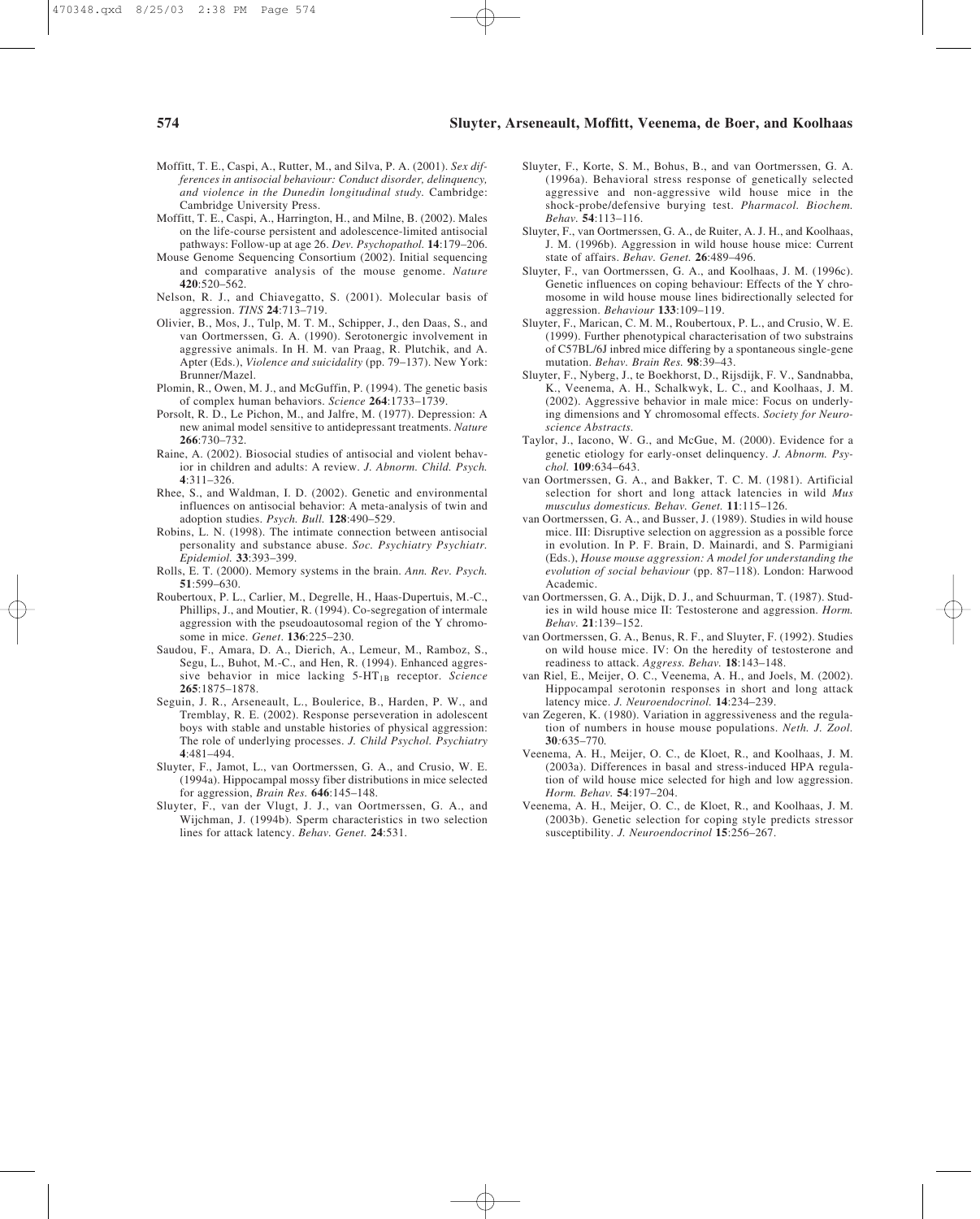Moffitt, T. E., Caspi, A., Rutter, M., and Silva, P. A. (2001). *Sex differences in antisocial behaviour: Conduct disorder, delinquency, and violence in the Dunedin longitudinal study.* Cambridge: Cambridge University Press.

Moffitt, T. E., Caspi, A., Harrington, H., and Milne, B. (2002). Males on the life-course persistent and adolescence-limited antisocial pathways: Follow-up at age 26. *Dev. Psychopathol.* **14**:179–206.

Mouse Genome Sequencing Consortium (2002). Initial sequencing and comparative analysis of the mouse genome. *Nature* **420**:520–562.

Nelson, R. J., and Chiavegatto, S. (2001). Molecular basis of aggression. *TINS* **24**:713–719.

Olivier, B., Mos, J., Tulp, M. T. M., Schipper, J., den Daas, S., and van Oortmerssen, G. A. (1990). Serotonergic involvement in aggressive animals. In H. M. van Praag, R. Plutchik, and A. Apter (Eds.), *Violence and suicidality* (pp. 79–137). New York: Brunner/Mazel.

Plomin, R., Owen, M. J., and McGuffin, P. (1994). The genetic basis of complex human behaviors. *Science* **264**:1733–1739.

Porsolt, R. D., Le Pichon, M., and Jalfre, M. (1977). Depression: A new animal model sensitive to antidepressant treatments. *Nature* **266**:730–732.

Raine, A. (2002). Biosocial studies of antisocial and violent behavior in children and adults: A review. *J. Abnorm. Child. Psych.* **4**:311–326.

Rhee, S., and Waldman, I. D. (2002). Genetic and environmental influences on antisocial behavior: A meta-analysis of twin and adoption studies. *Psych. Bull.* **128**:490–529.

Robins, L. N. (1998). The intimate connection between antisocial personality and substance abuse. *Soc. Psychiatry Psychiatr. Epidemiol.* **33**:393–399.

Rolls, E. T. (2000). Memory systems in the brain. *Ann. Rev. Psych.* **51**:599–630.

Roubertoux, P. L., Carlier, M., Degrelle, H., Haas-Dupertuis, M.-C., Phillips, J., and Moutier, R. (1994). Co-segregation of intermale aggression with the pseudoautosomal region of the Y chromosome in mice. *Genet.* **136**:225–230.

Saudou, F., Amara, D. A., Dierich, A., Lemeur, M., Ramboz, S., Segu, L., Buhot, M.-C., and Hen, R. (1994). Enhanced aggressive behavior in mice lacking 5-$HT_{1B}$ receptor. *Science* **265**:1875–1878.

Seguin, J. R., Arseneault, L., Boulerice, B., Harden, P. W., and Tremblay, R. E. (2002). Response perseveration in adolescent boys with stable and unstable histories of physical aggression: The role of underlying processes. *J. Child Psychol. Psychiatry* **4**:481–494.

Sluyter, F., Jamot, L., van Oortmerssen, G. A., and Crusio, W. E. (1994a). Hippocampal mossy fiber distributions in mice selected for aggression, *Brain Res.* **646**:145–148.

Sluyter, F., van der Vlugt, J. J., van Oortmerssen, G. A., and Wijchman, J. (1994b). Sperm characteristics in two selection lines for attack latency. *Behav. Genet.* **24**:531.

Sluyter, F., Korte, S. M., Bohus, B., and van Oortmerssen, G. A. (1996a). Behavioral stress response of genetically selected aggressive and non-aggressive wild house mice in the shock-probe/defensive burying test. *Pharmacol. Biochem. Behav.* **54**:113–116.

Sluyter, F., van Oortmerssen, G. A., de Ruiter, A. J. H., and Koolhaas, J. M. (1996b). Aggression in wild house house mice: Current state of affairs. *Behav. Genet.* **26**:489–496.

Sluyter, F., van Oortmerssen, G. A., and Koolhaas, J. M. (1996c). Genetic influences on coping behaviour: Effects of the Y chromosome in wild house mouse lines bidirectionally selected for aggression. *Behaviour* **133**:109–119.

Sluyter, F., Marican, C. M. M., Roubertoux, P. L., and Crusio, W. E. (1999). Further phenotypical characterisation of two substrains of C57BL/6J inbred mice differing by a spontaneous single-gene mutation. *Behav. Brain Res.* **98**:39–43.

Sluyter, F., Nyberg, J., te Boekhorst, D., Rijsdijk, F. V., Sandnabba, K., Veenema, A. H., Schalkwyk, L. C., and Koolhaas, J. M. (2002). Aggressive behavior in male mice: Focus on underlying dimensions and Y chromosomal effects. *Society for Neuroscience Abstracts.*

Taylor, J., Iacono, W. G., and McGue, M. (2000). Evidence for a genetic etiology for early-onset delinquency. *J. Abnorm. Psychol.* **109**:634–643.

van Oortmerssen, G. A., and Bakker, T. C. M. (1981). Artificial selection for short and long attack latencies in wild *Mus musculus domesticus. Behav. Genet.* **11**:115–126.

van Oortmerssen, G. A., and Busser, J. (1989). Studies in wild house mice. III: Disruptive selection on aggression as a possible force in evolution. In P. F. Brain, D. Mainardi, and S. Parmigiani (Eds.), *House mouse aggression: A model for understanding the evolution of social behaviour* (pp. 87–118). London: Harwood Academic.

van Oortmerssen, G. A., Dijk, D. J., and Schuurman, T. (1987). Studies in wild house mice II: Testosterone and aggression. *Horm. Behav.* **21**:139–152.

van Oortmerssen, G. A., Benus, R. F., and Sluyter, F. (1992). Studies on wild house mice. IV: On the heredity of testosterone and readiness to attack. *Aggress. Behav.* **18**:143–148.

van Riel, E., Meijer, O. C., Veenema, A. H., and Joels, M. (2002). Hippocampal serotonin responses in short and long attack latency mice. *J. Neuroendocrinol.* **14**:234–239.

van Zegeren, K. (1980). Variation in aggressiveness and the regulation of numbers in house mouse populations. *Neth. J. Zool.* **30**:635–770.

Veenema, A. H., Meijer, O. C., de Kloet, R., and Koolhaas, J. M. (2003a). Differences in basal and stress-induced HPA regulation of wild house mice selected for high and low aggression. *Horm. Behav.* **54**:197–204.

Veenema, A. H., Meijer, O. C., de Kloet, R., and Koolhaas, J. M. (2003b). Genetic selection for coping style predicts stressor susceptibility. *J. Neuroendocrinol* **15**:256–267.